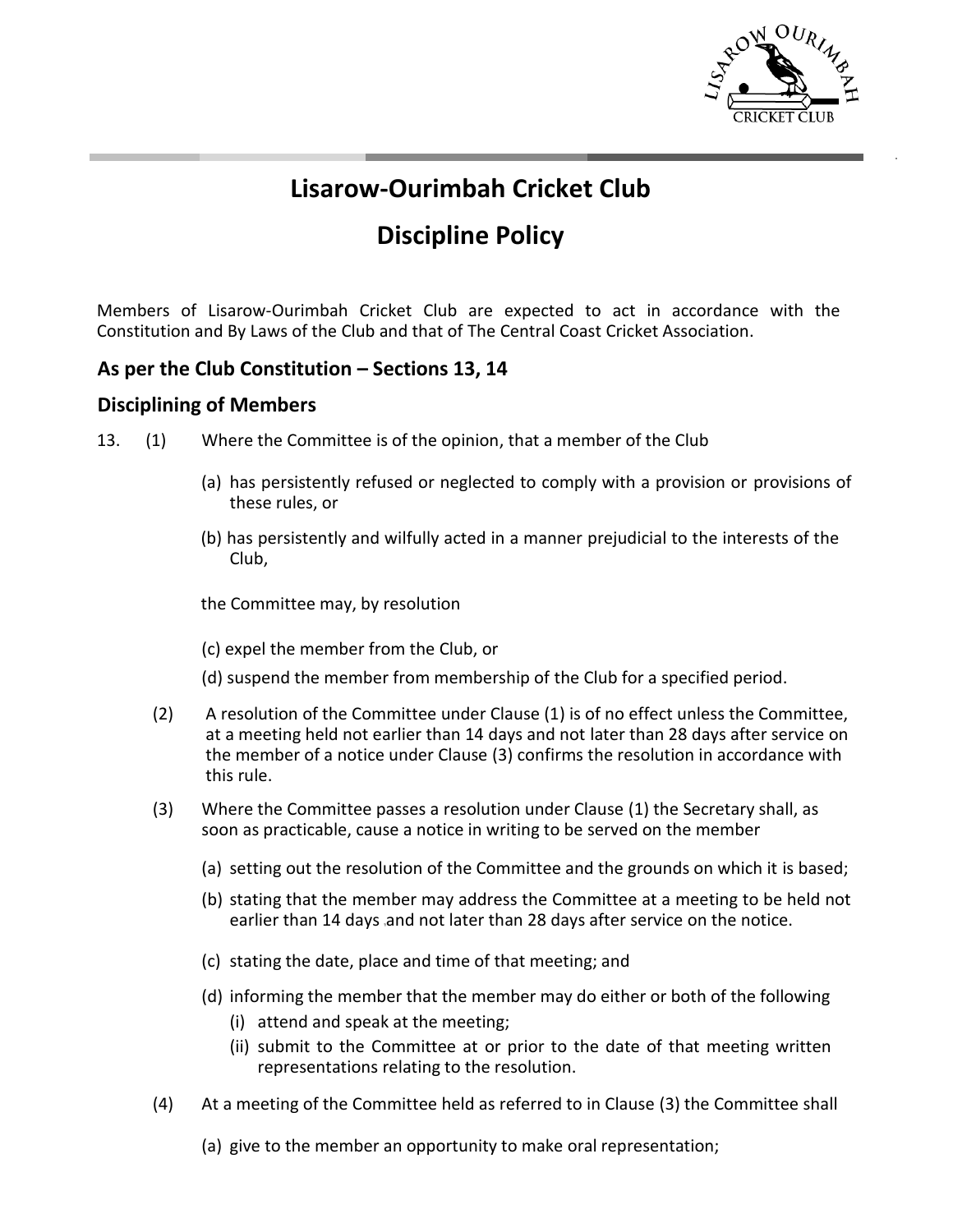# Lisarow-Ourimbah Cricket Club

# Discipline Policy

Members of Lisarow-Ourimbah Cricket Club are expected to act in accordance with the Constitution and By Laws of the Club and that of The Central Coast Cricket Association.

## As per the Club Constitution – Sections 13, 14

## Disciplining of Members

13. (1) Where the Committee is of the opinion, that a member of the Club

    (a) has persistently refused or neglected to comply with a provision or provisions of these rules, or

    (b) has persistently and wilfully acted in a manner prejudicial to the interests of the Club,

    the Committee may, by resolution

    (c) expel the member from the Club, or

    (d) suspend the member from membership of the Club for a specified period.

    (2) A resolution of the Committee under Clause (1) is of no effect unless the Committee, at a meeting held not earlier than 14 days and not later than 28 days after service on the member of a notice under Clause (3) confirms the resolution in accordance with this rule.

    (3) Where the Committee passes a resolution under Clause (1) the Secretary shall, as soon as practicable, cause a notice in writing to be served on the member

    (a) setting out the resolution of the Committee and the grounds on which it is based;

    (b) stating that the member may address the Committee at a meeting to be held not earlier than 14 days and not later than 28 days after service on the notice.

    (c) stating the date, place and time of that meeting; and

    (d) informing the member that the member may do either or both of the following
    - (i) attend and speak at the meeting;
    - (ii) submit to the Committee at or prior to the date of that meeting written representations relating to the resolution.

    (4) At a meeting of the Committee held as referred to in Clause (3) the Committee shall

    (a) give to the member an opportunity to make oral representation;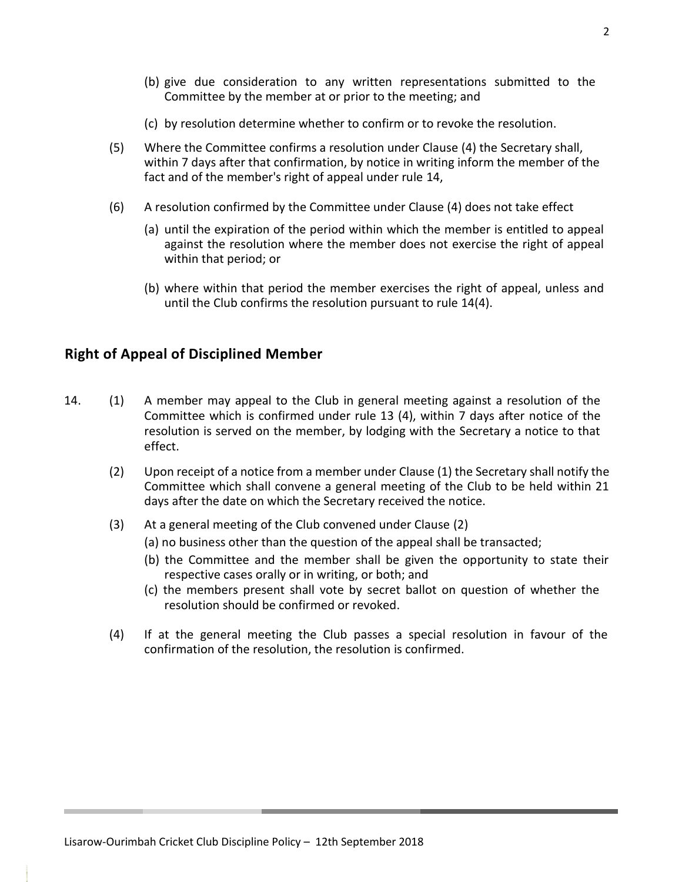(b) give due consideration to any written representations submitted to the Committee by the member at or prior to the meeting; and

(c) by resolution determine whether to confirm or to revoke the resolution.

(5) Where the Committee confirms a resolution under Clause (4) the Secretary shall, within 7 days after that confirmation, by notice in writing inform the member of the fact and of the member's right of appeal under rule 14,

(6) A resolution confirmed by the Committee under Clause (4) does not take effect

(a) until the expiration of the period within which the member is entitled to appeal against the resolution where the member does not exercise the right of appeal within that period; or

(b) where within that period the member exercises the right of appeal, unless and until the Club confirms the resolution pursuant to rule 14(4).

## Right of Appeal of Disciplined Member

14. (1) A member may appeal to the Club in general meeting against a resolution of the Committee which is confirmed under rule 13 (4), within 7 days after notice of the resolution is served on the member, by lodging with the Secretary a notice to that effect.

(2) Upon receipt of a notice from a member under Clause (1) the Secretary shall notify the Committee which shall convene a general meeting of the Club to be held within 21 days after the date on which the Secretary received the notice.

(3) At a general meeting of the Club convened under Clause (2)

(a) no business other than the question of the appeal shall be transacted;

(b) the Committee and the member shall be given the opportunity to state their respective cases orally or in writing, or both; and

(c) the members present shall vote by secret ballot on question of whether the resolution should be confirmed or revoked.

(4) If at the general meeting the Club passes a special resolution in favour of the confirmation of the resolution, the resolution is confirmed.